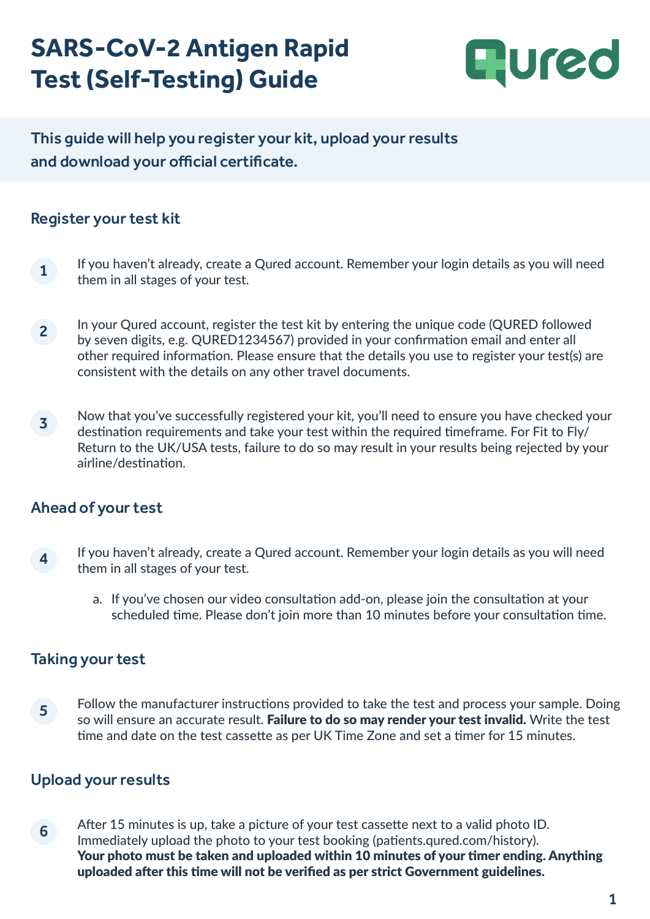# SARS-CoV-2 Antigen Rapid Test (Self-Testing) Guide

Qured

**This guide will help you register your kit, upload your results and download your official certificate.**

## Register your test kit

1. If you haven't already, create a Qured account. Remember your login details as you will need them in all stages of your test.

2. In your Qured account, register the test kit by entering the unique code (QURED followed by seven digits, e.g. QURED1234567) provided in your confirmation email and enter all other required information. Please ensure that the details you use to register your test(s) are consistent with the details on any other travel documents.

3. Now that you've successfully registered your kit, you'll need to ensure you have checked your destination requirements and take your test within the required timeframe. For Fit to Fly/ Return to the UK/USA tests, failure to do so may result in your results being rejected by your airline/destination.

## Ahead of your test

4. If you haven't already, create a Qured account. Remember your login details as you will need them in all stages of your test.

   a. If you've chosen our video consultation add-on, please join the consultation at your scheduled time. Please don't join more than 10 minutes before your consultation time.

## Taking your test

5. Follow the manufacturer instructions provided to take the test and process your sample. Doing so will ensure an accurate result. **Failure to do so may render your test invalid.** Write the test time and date on the test cassette as per UK Time Zone and set a timer for 15 minutes.

## Upload your results

6. After 15 minutes is up, take a picture of your test cassette next to a valid photo ID. Immediately upload the photo to your test booking (patients.qured.com/history). **Your photo must be taken and uploaded within 10 minutes of your timer ending. Anything uploaded after this time will not be verified as per strict Government guidelines.**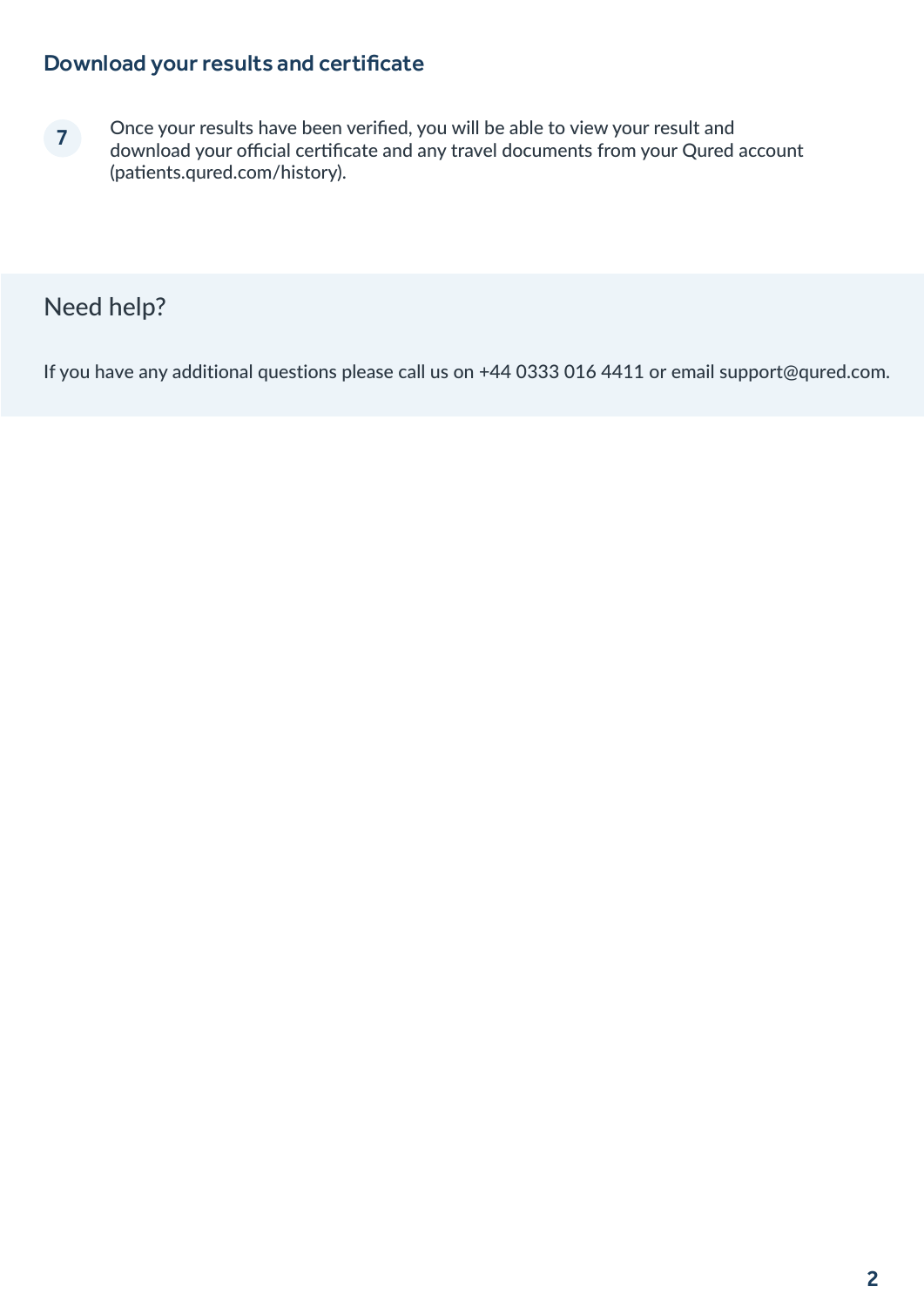## Download your results and certificate

7. Once your results have been verified, you will be able to view your result and download your official certificate and any travel documents from your Qured account (patients.qured.com/history).

## Need help?

If you have any additional questions please call us on +44 0333 016 4411 or email support@qured.com.